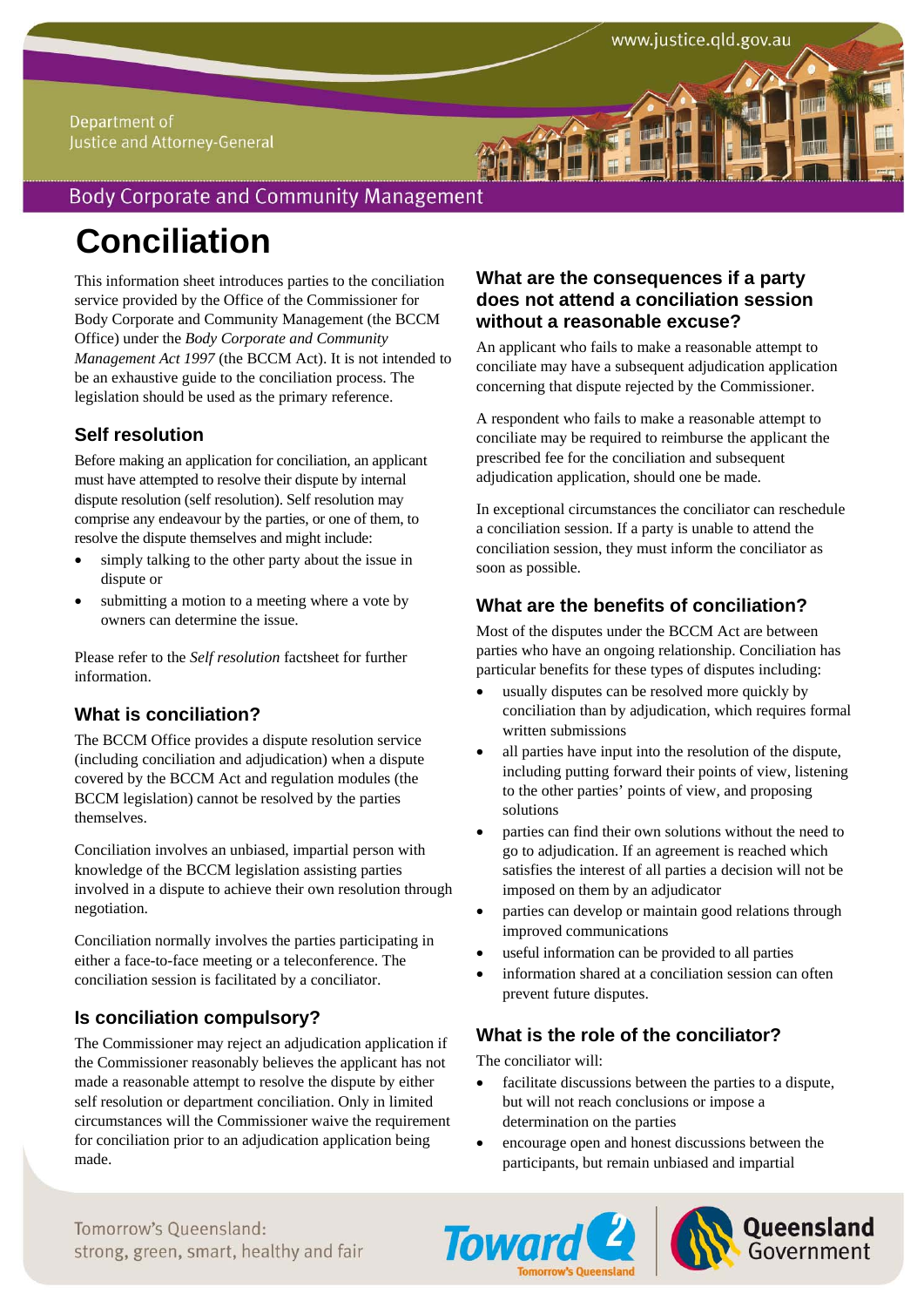# Conciliation

This information sheet introduces parties to the conciliation service provided by the Office of the Commissioner for Body Corporate and Community Management (the BCCM Office) under the *Body Corporate and Community Management Act 1997* (the BCCM Act). It is not intended to be an exhaustive guide to the conciliation process. The legislation should be used as the primary reference.

## Self resolution

Before making an application for conciliation, an applicant must have attempted to resolve their dispute by internal dispute resolution (self resolution). Self resolution may comprise any endeavour by the parties, or one of them, to resolve the dispute themselves and might include:

- simply talking to the other party about the issue in dispute or
- submitting a motion to a meeting where a vote by owners can determine the issue.

Please refer to the *Self resolution* factsheet for further information.

## What is conciliation?

The BCCM Office provides a dispute resolution service (including conciliation and adjudication) when a dispute covered by the BCCM Act and regulation modules (the BCCM legislation) cannot be resolved by the parties themselves.

Conciliation involves an unbiased, impartial person with knowledge of the BCCM legislation assisting parties involved in a dispute to achieve their own resolution through negotiation.

Conciliation normally involves the parties participating in either a face-to-face meeting or a teleconference. The conciliation session is facilitated by a conciliator.

## Is conciliation compulsory?

The Commissioner may reject an adjudication application if the Commissioner reasonably believes the applicant has not made a reasonable attempt to resolve the dispute by either self resolution or department conciliation. Only in limited circumstances will the Commissioner waive the requirement for conciliation prior to an adjudication application being made.

## What are the consequences if a party does not attend a conciliation session without a reasonable excuse?

An applicant who fails to make a reasonable attempt to conciliate may have a subsequent adjudication application concerning that dispute rejected by the Commissioner.

A respondent who fails to make a reasonable attempt to conciliate may be required to reimburse the applicant the prescribed fee for the conciliation and subsequent adjudication application, should one be made.

In exceptional circumstances the conciliator can reschedule a conciliation session. If a party is unable to attend the conciliation session, they must inform the conciliator as soon as possible.

## What are the benefits of conciliation?

Most of the disputes under the BCCM Act are between parties who have an ongoing relationship. Conciliation has particular benefits for these types of disputes including:

- usually disputes can be resolved more quickly by conciliation than by adjudication, which requires formal written submissions
- all parties have input into the resolution of the dispute, including putting forward their points of view, listening to the other parties' points of view, and proposing solutions
- parties can find their own solutions without the need to go to adjudication. If an agreement is reached which satisfies the interest of all parties a decision will not be imposed on them by an adjudicator
- parties can develop or maintain good relations through improved communications
- useful information can be provided to all parties
- information shared at a conciliation session can often prevent future disputes.

## What is the role of the conciliator?

The conciliator will:

- facilitate discussions between the parties to a dispute, but will not reach conclusions or impose a determination on the parties
- encourage open and honest discussions between the participants, but remain unbiased and impartial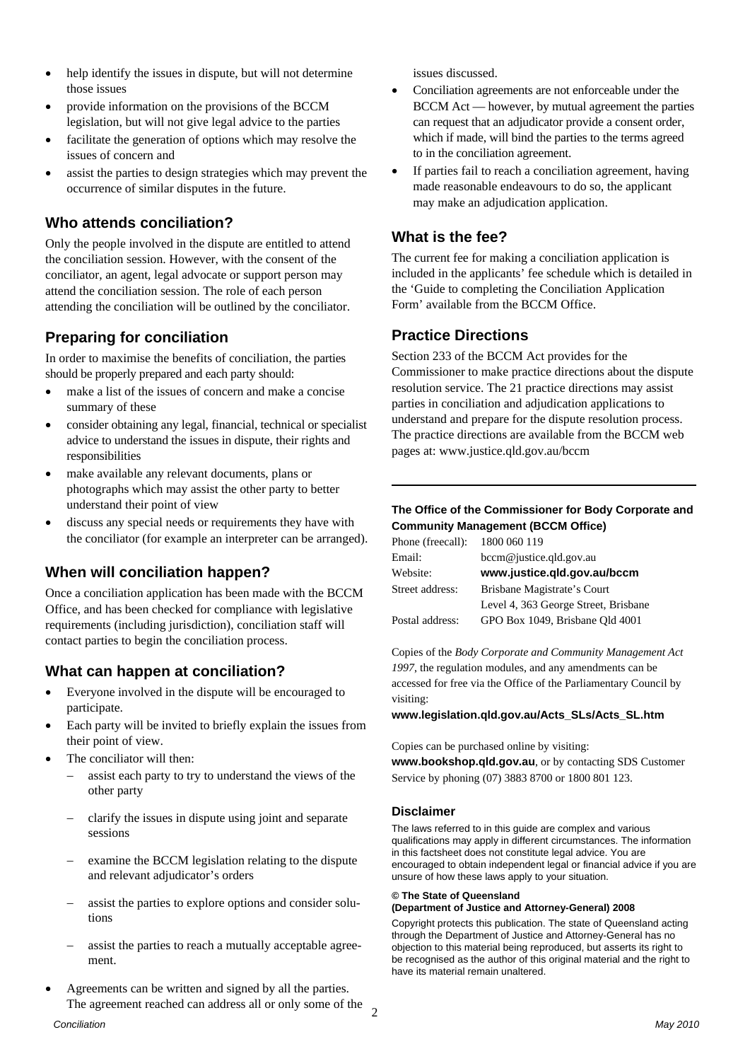- help identify the issues in dispute, but will not determine those issues
- provide information on the provisions of the BCCM legislation, but will not give legal advice to the parties
- facilitate the generation of options which may resolve the issues of concern and
- assist the parties to design strategies which may prevent the occurrence of similar disputes in the future.

## Who attends conciliation?

Only the people involved in the dispute are entitled to attend the conciliation session. However, with the consent of the conciliator, an agent, legal advocate or support person may attend the conciliation session. The role of each person attending the conciliation will be outlined by the conciliator.

## Preparing for conciliation

In order to maximise the benefits of conciliation, the parties should be properly prepared and each party should:

- make a list of the issues of concern and make a concise summary of these
- consider obtaining any legal, financial, technical or specialist advice to understand the issues in dispute, their rights and responsibilities
- make available any relevant documents, plans or photographs which may assist the other party to better understand their point of view
- discuss any special needs or requirements they have with the conciliator (for example an interpreter can be arranged).

## When will conciliation happen?

Once a conciliation application has been made with the BCCM Office, and has been checked for compliance with legislative requirements (including jurisdiction), conciliation staff will contact parties to begin the conciliation process.

## What can happen at conciliation?

- Everyone involved in the dispute will be encouraged to participate.
- Each party will be invited to briefly explain the issues from their point of view.
- The conciliator will then:
  - assist each party to try to understand the views of the other party
  - clarify the issues in dispute using joint and separate sessions
  - examine the BCCM legislation relating to the dispute and relevant adjudicator's orders
  - assist the parties to explore options and consider solutions
  - assist the parties to reach a mutually acceptable agreement.
- Agreements can be written and signed by all the parties. The agreement reached can address all or only some of the issues discussed.
- Conciliation agreements are not enforceable under the BCCM Act — however, by mutual agreement the parties can request that an adjudicator provide a consent order, which if made, will bind the parties to the terms agreed to in the conciliation agreement.
- If parties fail to reach a conciliation agreement, having made reasonable endeavours to do so, the applicant may make an adjudication application.

## What is the fee?

The current fee for making a conciliation application is included in the applicants' fee schedule which is detailed in the 'Guide to completing the Conciliation Application Form' available from the BCCM Office.

## Practice Directions

Section 233 of the BCCM Act provides for the Commissioner to make practice directions about the dispute resolution service. The 21 practice directions may assist parties in conciliation and adjudication applications to understand and prepare for the dispute resolution process. The practice directions are available from the BCCM web pages at: www.justice.qld.gov.au/bccm

---

**The Office of the Commissioner for Body Corporate and Community Management (BCCM Office)**

| | |
|---|---|
| Phone (freecall): | 1800 060 119 |
| Email: | bccm@justice.qld.gov.au |
| Website: | **www.justice.qld.gov.au/bccm** |
| Street address: | Brisbane Magistrate's Court<br>Level 4, 363 George Street, Brisbane |
| Postal address: | GPO Box 1049, Brisbane Qld 4001 |

Copies of the *Body Corporate and Community Management Act 1997*, the regulation modules, and any amendments can be accessed for free via the Office of the Parliamentary Council by visiting:

**www.legislation.qld.gov.au/Acts_SLs/Acts_SL.htm**

Copies can be purchased online by visiting: **www.bookshop.qld.gov.au**, or by contacting SDS Customer Service by phoning (07) 3883 8700 or 1800 801 123.

### Disclaimer

The laws referred to in this guide are complex and various qualifications may apply in different circumstances. The information in this factsheet does not constitute legal advice. You are encouraged to obtain independent legal or financial advice if you are unsure of how these laws apply to your situation.

**© The State of Queensland**
**(Department of Justice and Attorney-General) 2008**

Copyright protects this publication. The state of Queensland acting through the Department of Justice and Attorney-General has no objection to this material being reproduced, but asserts its right to be recognised as the author of this original material and the right to have its material remain unaltered.